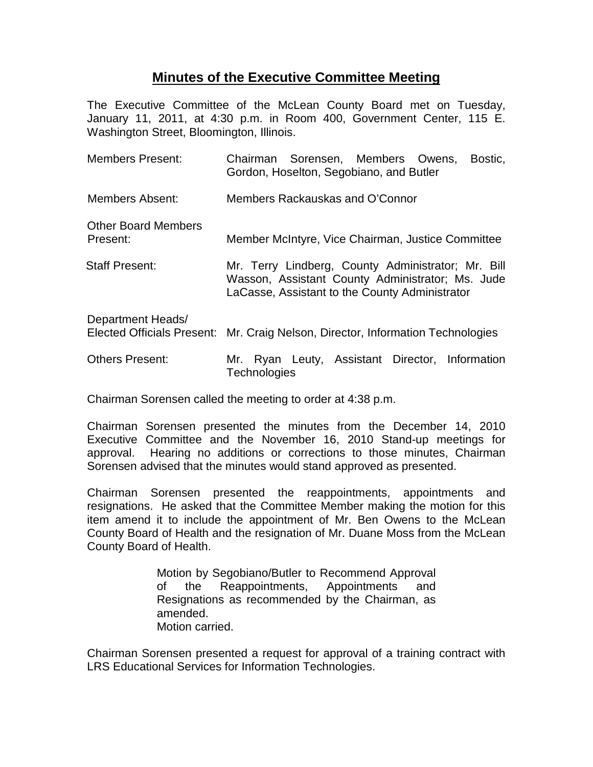# **Minutes of the Executive Committee Meeting**

The Executive Committee of the McLean County Board met on Tuesday, January 11, 2011, at 4:30 p.m. in Room 400, Government Center, 115 E. Washington Street, Bloomington, Illinois.

| | |
|---|---|
| Members Present: | Chairman Sorensen, Members Owens, Bostic, Gordon, Hoselton, Segobiano, and Butler |
| Members Absent: | Members Rackauskas and O'Connor |
| Other Board Members Present: | Member McIntyre, Vice Chairman, Justice Committee |
| Staff Present: | Mr. Terry Lindberg, County Administrator; Mr. Bill Wasson, Assistant County Administrator; Ms. Jude LaCasse, Assistant to the County Administrator |
| Department Heads/ Elected Officials Present: | Mr. Craig Nelson, Director, Information Technologies |
| Others Present: | Mr. Ryan Leuty, Assistant Director, Information Technologies |

Chairman Sorensen called the meeting to order at 4:38 p.m.

Chairman Sorensen presented the minutes from the December 14, 2010 Executive Committee and the November 16, 2010 Stand-up meetings for approval. Hearing no additions or corrections to those minutes, Chairman Sorensen advised that the minutes would stand approved as presented.

Chairman Sorensen presented the reappointments, appointments and resignations. He asked that the Committee Member making the motion for this item amend it to include the appointment of Mr. Ben Owens to the McLean County Board of Health and the resignation of Mr. Duane Moss from the McLean County Board of Health.

> Motion by Segobiano/Butler to Recommend Approval of the Reappointments, Appointments and Resignations as recommended by the Chairman, as amended.
> Motion carried.

Chairman Sorensen presented a request for approval of a training contract with LRS Educational Services for Information Technologies.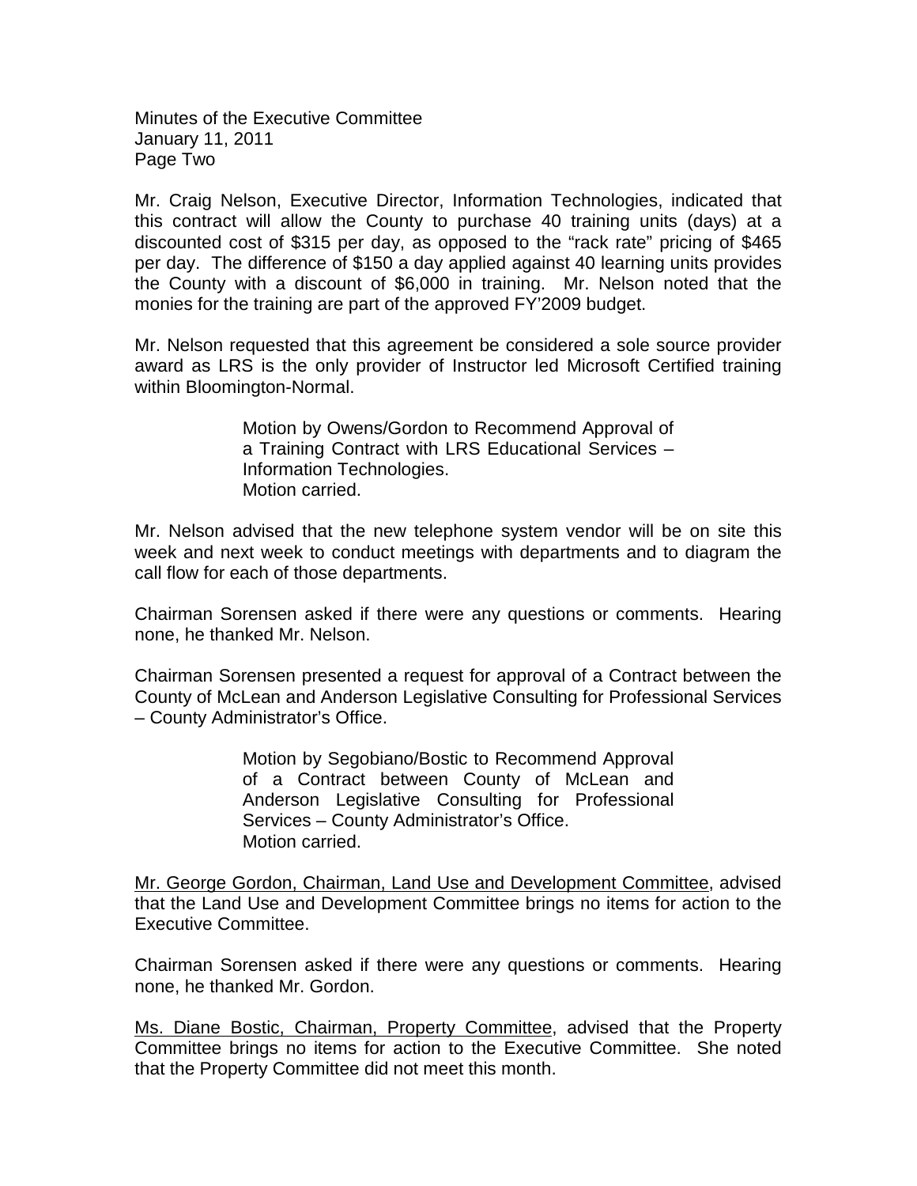Mr. Craig Nelson, Executive Director, Information Technologies, indicated that this contract will allow the County to purchase 40 training units (days) at a discounted cost of $315 per day, as opposed to the "rack rate" pricing of $465 per day. The difference of $150 a day applied against 40 learning units provides the County with a discount of $6,000 in training. Mr. Nelson noted that the monies for the training are part of the approved FY'2009 budget.

Mr. Nelson requested that this agreement be considered a sole source provider award as LRS is the only provider of Instructor led Microsoft Certified training within Bloomington-Normal.

> Motion by Owens/Gordon to Recommend Approval of a Training Contract with LRS Educational Services – Information Technologies.
> Motion carried.

Mr. Nelson advised that the new telephone system vendor will be on site this week and next week to conduct meetings with departments and to diagram the call flow for each of those departments.

Chairman Sorensen asked if there were any questions or comments. Hearing none, he thanked Mr. Nelson.

Chairman Sorensen presented a request for approval of a Contract between the County of McLean and Anderson Legislative Consulting for Professional Services – County Administrator's Office.

> Motion by Segobiano/Bostic to Recommend Approval of a Contract between County of McLean and Anderson Legislative Consulting for Professional Services – County Administrator's Office.
> Motion carried.

Mr. George Gordon, Chairman, Land Use and Development Committee, advised that the Land Use and Development Committee brings no items for action to the Executive Committee.

Chairman Sorensen asked if there were any questions or comments. Hearing none, he thanked Mr. Gordon.

Ms. Diane Bostic, Chairman, Property Committee, advised that the Property Committee brings no items for action to the Executive Committee. She noted that the Property Committee did not meet this month.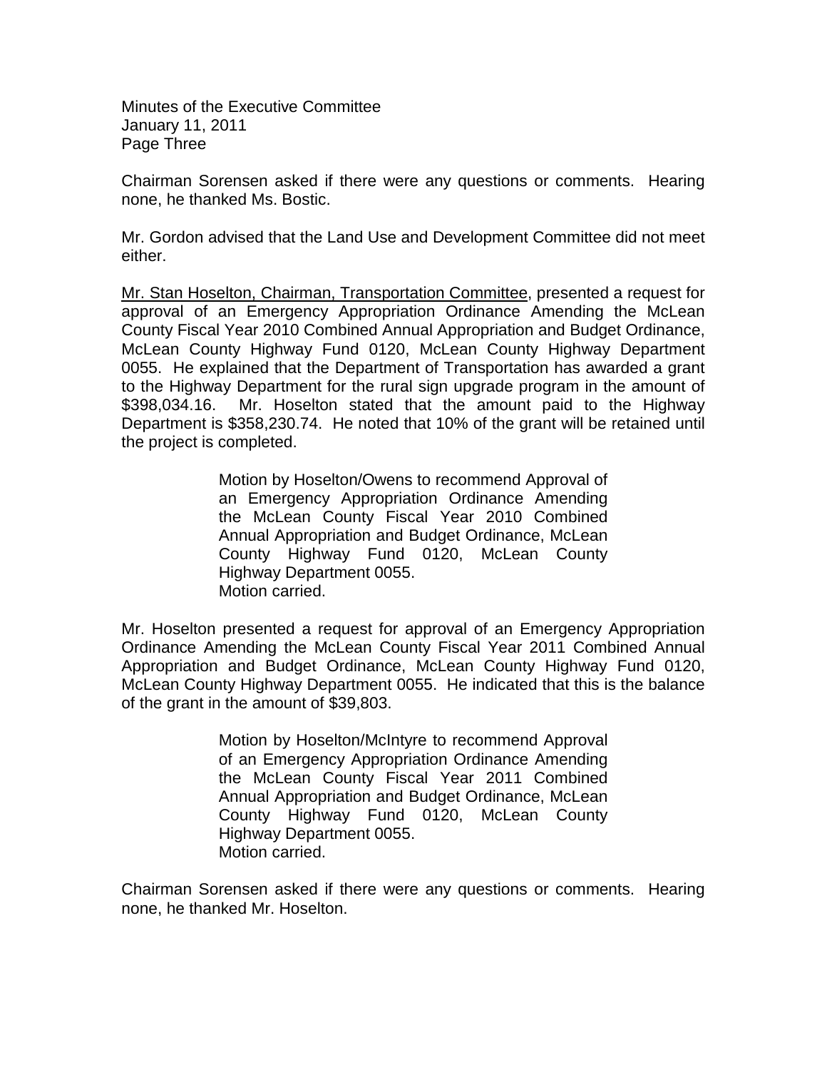Chairman Sorensen asked if there were any questions or comments. Hearing none, he thanked Ms. Bostic.

Mr. Gordon advised that the Land Use and Development Committee did not meet either.

Mr. Stan Hoselton, Chairman, Transportation Committee, presented a request for approval of an Emergency Appropriation Ordinance Amending the McLean County Fiscal Year 2010 Combined Annual Appropriation and Budget Ordinance, McLean County Highway Fund 0120, McLean County Highway Department 0055. He explained that the Department of Transportation has awarded a grant to the Highway Department for the rural sign upgrade program in the amount of $398,034.16. Mr. Hoselton stated that the amount paid to the Highway Department is $358,230.74. He noted that 10% of the grant will be retained until the project is completed.

> Motion by Hoselton/Owens to recommend Approval of an Emergency Appropriation Ordinance Amending the McLean County Fiscal Year 2010 Combined Annual Appropriation and Budget Ordinance, McLean County Highway Fund 0120, McLean County Highway Department 0055.
> Motion carried.

Mr. Hoselton presented a request for approval of an Emergency Appropriation Ordinance Amending the McLean County Fiscal Year 2011 Combined Annual Appropriation and Budget Ordinance, McLean County Highway Fund 0120, McLean County Highway Department 0055. He indicated that this is the balance of the grant in the amount of $39,803.

> Motion by Hoselton/McIntyre to recommend Approval of an Emergency Appropriation Ordinance Amending the McLean County Fiscal Year 2011 Combined Annual Appropriation and Budget Ordinance, McLean County Highway Fund 0120, McLean County Highway Department 0055.
> Motion carried.

Chairman Sorensen asked if there were any questions or comments. Hearing none, he thanked Mr. Hoselton.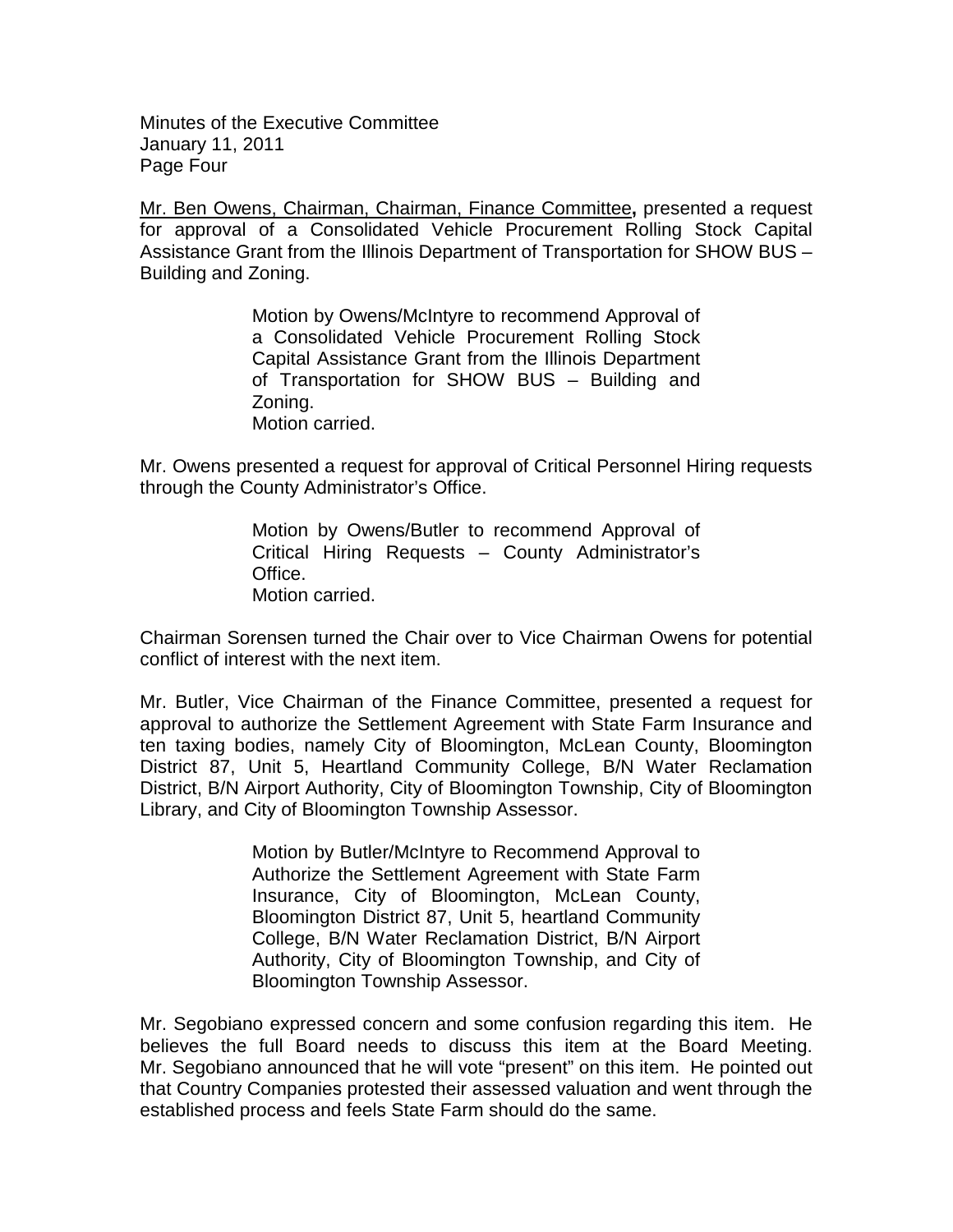<u>Mr. Ben Owens, Chairman, Chairman, Finance Committee</u>**,** presented a request for approval of a Consolidated Vehicle Procurement Rolling Stock Capital Assistance Grant from the Illinois Department of Transportation for SHOW BUS – Building and Zoning.

> Motion by Owens/McIntyre to recommend Approval of a Consolidated Vehicle Procurement Rolling Stock Capital Assistance Grant from the Illinois Department of Transportation for SHOW BUS – Building and Zoning.
> Motion carried.

Mr. Owens presented a request for approval of Critical Personnel Hiring requests through the County Administrator's Office.

> Motion by Owens/Butler to recommend Approval of Critical Hiring Requests – County Administrator's Office.
> Motion carried.

Chairman Sorensen turned the Chair over to Vice Chairman Owens for potential conflict of interest with the next item.

Mr. Butler, Vice Chairman of the Finance Committee, presented a request for approval to authorize the Settlement Agreement with State Farm Insurance and ten taxing bodies, namely City of Bloomington, McLean County, Bloomington District 87, Unit 5, Heartland Community College, B/N Water Reclamation District, B/N Airport Authority, City of Bloomington Township, City of Bloomington Library, and City of Bloomington Township Assessor.

> Motion by Butler/McIntyre to Recommend Approval to Authorize the Settlement Agreement with State Farm Insurance, City of Bloomington, McLean County, Bloomington District 87, Unit 5, heartland Community College, B/N Water Reclamation District, B/N Airport Authority, City of Bloomington Township, and City of Bloomington Township Assessor.

Mr. Segobiano expressed concern and some confusion regarding this item. He believes the full Board needs to discuss this item at the Board Meeting. Mr. Segobiano announced that he will vote "present" on this item. He pointed out that Country Companies protested their assessed valuation and went through the established process and feels State Farm should do the same.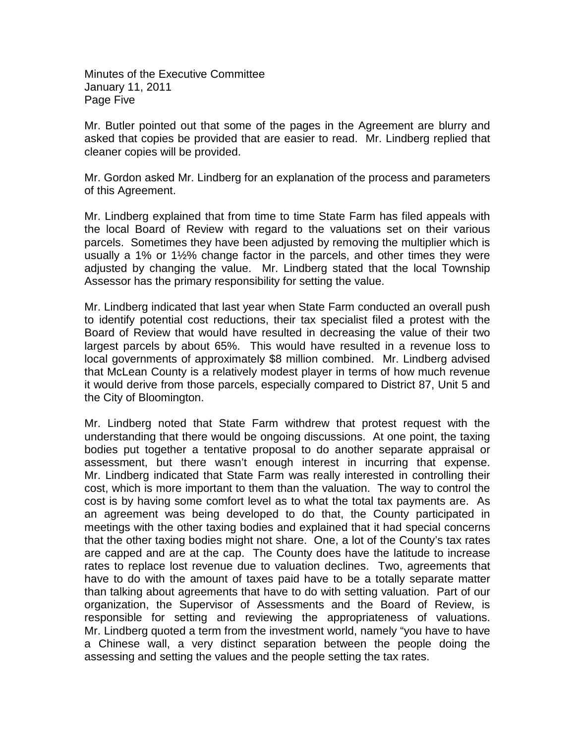Mr. Butler pointed out that some of the pages in the Agreement are blurry and asked that copies be provided that are easier to read. Mr. Lindberg replied that cleaner copies will be provided.

Mr. Gordon asked Mr. Lindberg for an explanation of the process and parameters of this Agreement.

Mr. Lindberg explained that from time to time State Farm has filed appeals with the local Board of Review with regard to the valuations set on their various parcels. Sometimes they have been adjusted by removing the multiplier which is usually a 1% or 1½% change factor in the parcels, and other times they were adjusted by changing the value. Mr. Lindberg stated that the local Township Assessor has the primary responsibility for setting the value.

Mr. Lindberg indicated that last year when State Farm conducted an overall push to identify potential cost reductions, their tax specialist filed a protest with the Board of Review that would have resulted in decreasing the value of their two largest parcels by about 65%. This would have resulted in a revenue loss to local governments of approximately $8 million combined. Mr. Lindberg advised that McLean County is a relatively modest player in terms of how much revenue it would derive from those parcels, especially compared to District 87, Unit 5 and the City of Bloomington.

Mr. Lindberg noted that State Farm withdrew that protest request with the understanding that there would be ongoing discussions. At one point, the taxing bodies put together a tentative proposal to do another separate appraisal or assessment, but there wasn't enough interest in incurring that expense. Mr. Lindberg indicated that State Farm was really interested in controlling their cost, which is more important to them than the valuation. The way to control the cost is by having some comfort level as to what the total tax payments are. As an agreement was being developed to do that, the County participated in meetings with the other taxing bodies and explained that it had special concerns that the other taxing bodies might not share. One, a lot of the County's tax rates are capped and are at the cap. The County does have the latitude to increase rates to replace lost revenue due to valuation declines. Two, agreements that have to do with the amount of taxes paid have to be a totally separate matter than talking about agreements that have to do with setting valuation. Part of our organization, the Supervisor of Assessments and the Board of Review, is responsible for setting and reviewing the appropriateness of valuations. Mr. Lindberg quoted a term from the investment world, namely "you have to have a Chinese wall, a very distinct separation between the people doing the assessing and setting the values and the people setting the tax rates.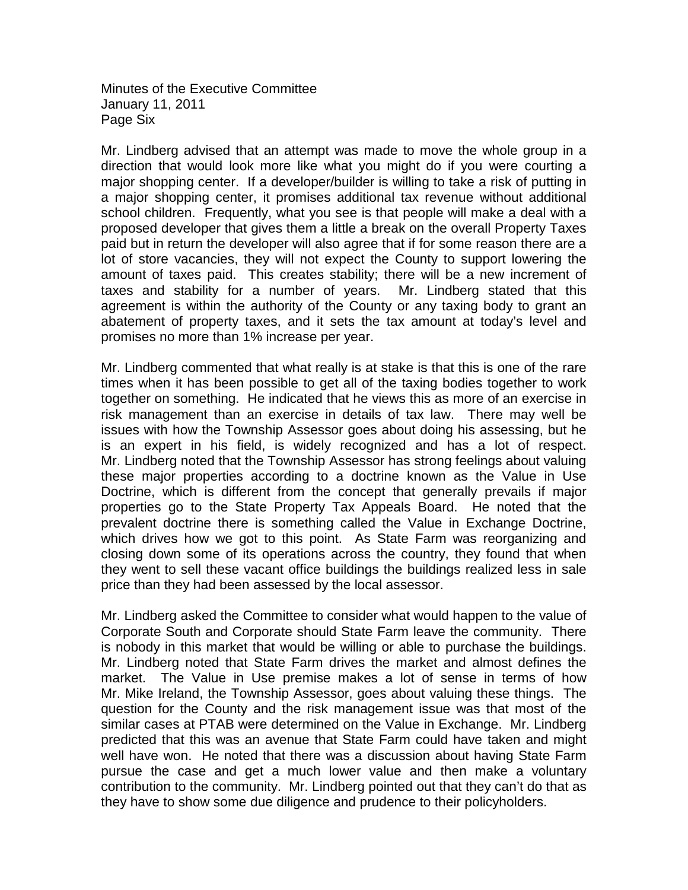Mr. Lindberg advised that an attempt was made to move the whole group in a direction that would look more like what you might do if you were courting a major shopping center. If a developer/builder is willing to take a risk of putting in a major shopping center, it promises additional tax revenue without additional school children. Frequently, what you see is that people will make a deal with a proposed developer that gives them a little a break on the overall Property Taxes paid but in return the developer will also agree that if for some reason there are a lot of store vacancies, they will not expect the County to support lowering the amount of taxes paid. This creates stability; there will be a new increment of taxes and stability for a number of years. Mr. Lindberg stated that this agreement is within the authority of the County or any taxing body to grant an abatement of property taxes, and it sets the tax amount at today's level and promises no more than 1% increase per year.

Mr. Lindberg commented that what really is at stake is that this is one of the rare times when it has been possible to get all of the taxing bodies together to work together on something. He indicated that he views this as more of an exercise in risk management than an exercise in details of tax law. There may well be issues with how the Township Assessor goes about doing his assessing, but he is an expert in his field, is widely recognized and has a lot of respect. Mr. Lindberg noted that the Township Assessor has strong feelings about valuing these major properties according to a doctrine known as the Value in Use Doctrine, which is different from the concept that generally prevails if major properties go to the State Property Tax Appeals Board. He noted that the prevalent doctrine there is something called the Value in Exchange Doctrine, which drives how we got to this point. As State Farm was reorganizing and closing down some of its operations across the country, they found that when they went to sell these vacant office buildings the buildings realized less in sale price than they had been assessed by the local assessor.

Mr. Lindberg asked the Committee to consider what would happen to the value of Corporate South and Corporate should State Farm leave the community. There is nobody in this market that would be willing or able to purchase the buildings. Mr. Lindberg noted that State Farm drives the market and almost defines the market. The Value in Use premise makes a lot of sense in terms of how Mr. Mike Ireland, the Township Assessor, goes about valuing these things. The question for the County and the risk management issue was that most of the similar cases at PTAB were determined on the Value in Exchange. Mr. Lindberg predicted that this was an avenue that State Farm could have taken and might well have won. He noted that there was a discussion about having State Farm pursue the case and get a much lower value and then make a voluntary contribution to the community. Mr. Lindberg pointed out that they can't do that as they have to show some due diligence and prudence to their policyholders.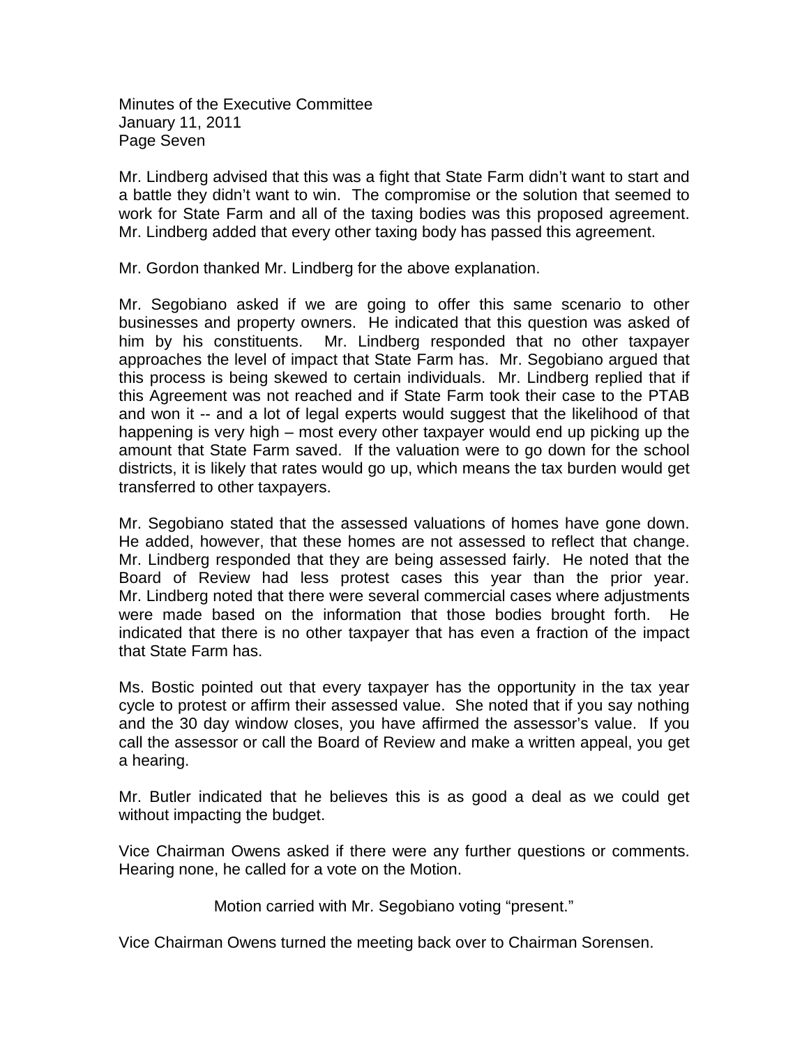Mr. Lindberg advised that this was a fight that State Farm didn't want to start and a battle they didn't want to win. The compromise or the solution that seemed to work for State Farm and all of the taxing bodies was this proposed agreement. Mr. Lindberg added that every other taxing body has passed this agreement.

Mr. Gordon thanked Mr. Lindberg for the above explanation.

Mr. Segobiano asked if we are going to offer this same scenario to other businesses and property owners. He indicated that this question was asked of him by his constituents. Mr. Lindberg responded that no other taxpayer approaches the level of impact that State Farm has. Mr. Segobiano argued that this process is being skewed to certain individuals. Mr. Lindberg replied that if this Agreement was not reached and if State Farm took their case to the PTAB and won it -- and a lot of legal experts would suggest that the likelihood of that happening is very high – most every other taxpayer would end up picking up the amount that State Farm saved. If the valuation were to go down for the school districts, it is likely that rates would go up, which means the tax burden would get transferred to other taxpayers.

Mr. Segobiano stated that the assessed valuations of homes have gone down. He added, however, that these homes are not assessed to reflect that change. Mr. Lindberg responded that they are being assessed fairly. He noted that the Board of Review had less protest cases this year than the prior year. Mr. Lindberg noted that there were several commercial cases where adjustments were made based on the information that those bodies brought forth. He indicated that there is no other taxpayer that has even a fraction of the impact that State Farm has.

Ms. Bostic pointed out that every taxpayer has the opportunity in the tax year cycle to protest or affirm their assessed value. She noted that if you say nothing and the 30 day window closes, you have affirmed the assessor's value. If you call the assessor or call the Board of Review and make a written appeal, you get a hearing.

Mr. Butler indicated that he believes this is as good a deal as we could get without impacting the budget.

Vice Chairman Owens asked if there were any further questions or comments. Hearing none, he called for a vote on the Motion.

Motion carried with Mr. Segobiano voting "present."

Vice Chairman Owens turned the meeting back over to Chairman Sorensen.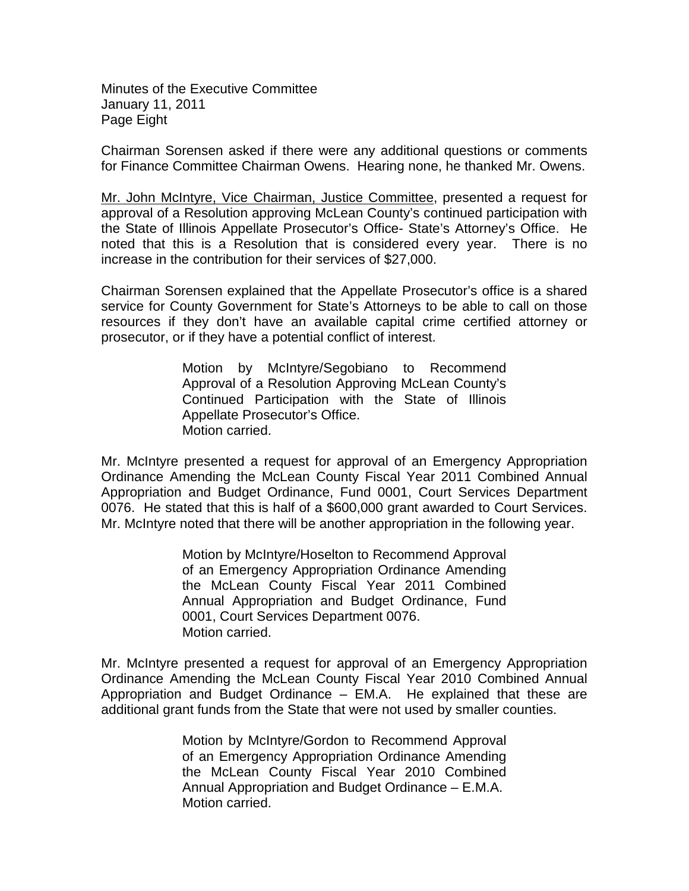Chairman Sorensen asked if there were any additional questions or comments for Finance Committee Chairman Owens. Hearing none, he thanked Mr. Owens.

Mr. John McIntyre, Vice Chairman, Justice Committee, presented a request for approval of a Resolution approving McLean County's continued participation with the State of Illinois Appellate Prosecutor's Office- State's Attorney's Office. He noted that this is a Resolution that is considered every year. There is no increase in the contribution for their services of $27,000.

Chairman Sorensen explained that the Appellate Prosecutor's office is a shared service for County Government for State's Attorneys to be able to call on those resources if they don't have an available capital crime certified attorney or prosecutor, or if they have a potential conflict of interest.

> Motion by McIntyre/Segobiano to Recommend Approval of a Resolution Approving McLean County's Continued Participation with the State of Illinois Appellate Prosecutor's Office.
> Motion carried.

Mr. McIntyre presented a request for approval of an Emergency Appropriation Ordinance Amending the McLean County Fiscal Year 2011 Combined Annual Appropriation and Budget Ordinance, Fund 0001, Court Services Department 0076. He stated that this is half of a $600,000 grant awarded to Court Services. Mr. McIntyre noted that there will be another appropriation in the following year.

> Motion by McIntyre/Hoselton to Recommend Approval of an Emergency Appropriation Ordinance Amending the McLean County Fiscal Year 2011 Combined Annual Appropriation and Budget Ordinance, Fund 0001, Court Services Department 0076.
> Motion carried.

Mr. McIntyre presented a request for approval of an Emergency Appropriation Ordinance Amending the McLean County Fiscal Year 2010 Combined Annual Appropriation and Budget Ordinance – EM.A. He explained that these are additional grant funds from the State that were not used by smaller counties.

> Motion by McIntyre/Gordon to Recommend Approval of an Emergency Appropriation Ordinance Amending the McLean County Fiscal Year 2010 Combined Annual Appropriation and Budget Ordinance – E.M.A.
> Motion carried.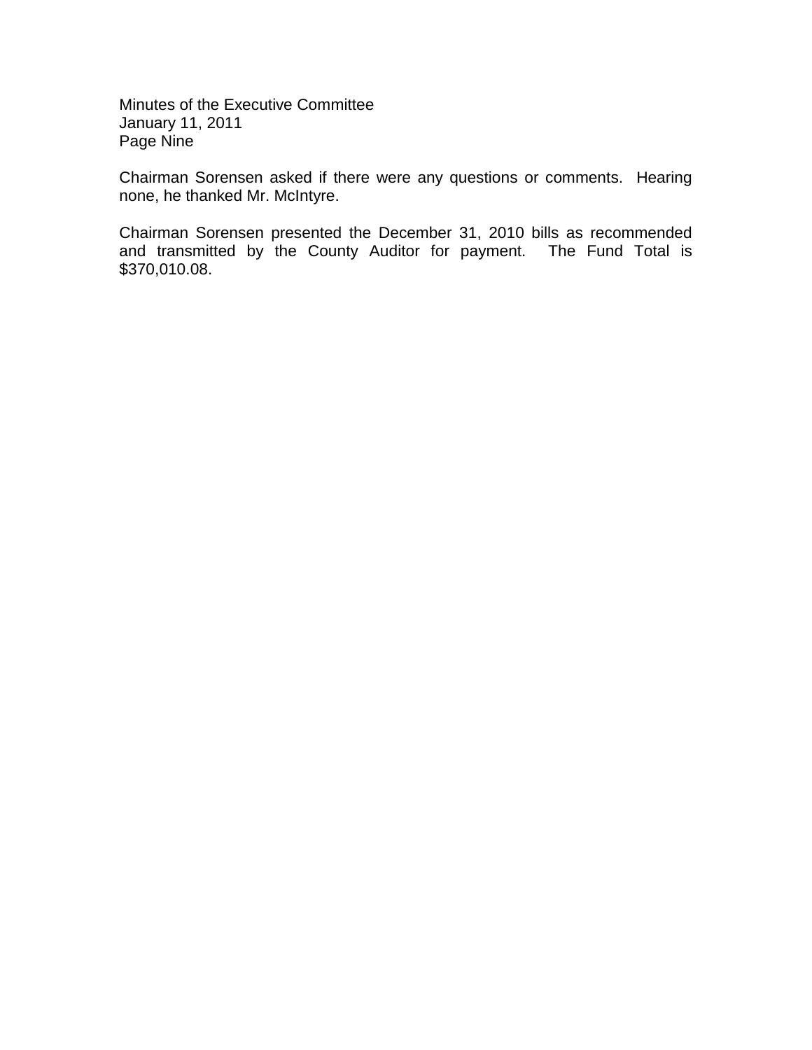Chairman Sorensen asked if there were any questions or comments. Hearing none, he thanked Mr. McIntyre.

Chairman Sorensen presented the December 31, 2010 bills as recommended and transmitted by the County Auditor for payment. The Fund Total is $370,010.08.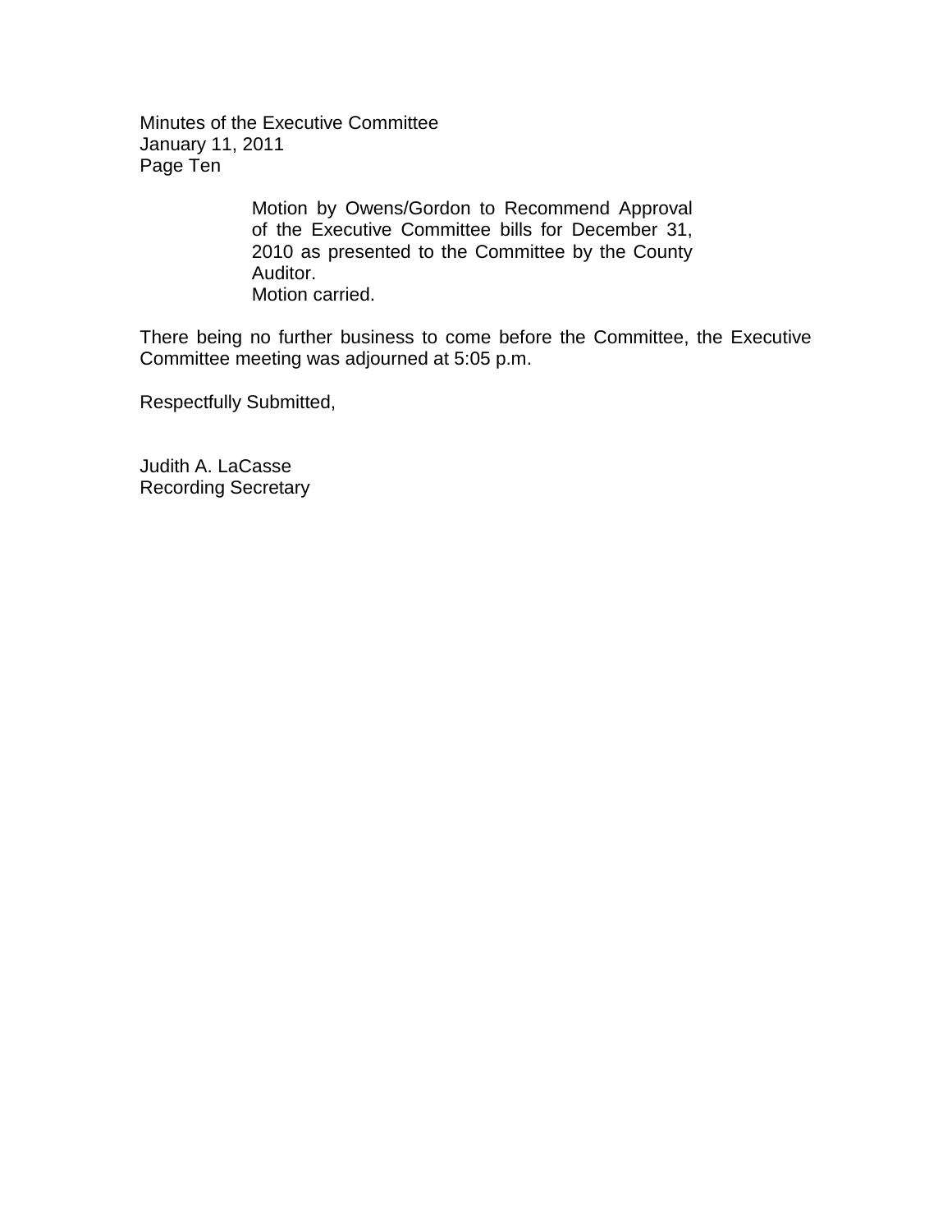Motion by Owens/Gordon to Recommend Approval of the Executive Committee bills for December 31, 2010 as presented to the Committee by the County Auditor.
Motion carried.

There being no further business to come before the Committee, the Executive Committee meeting was adjourned at 5:05 p.m.

Respectfully Submitted,

Judith A. LaCasse
Recording Secretary